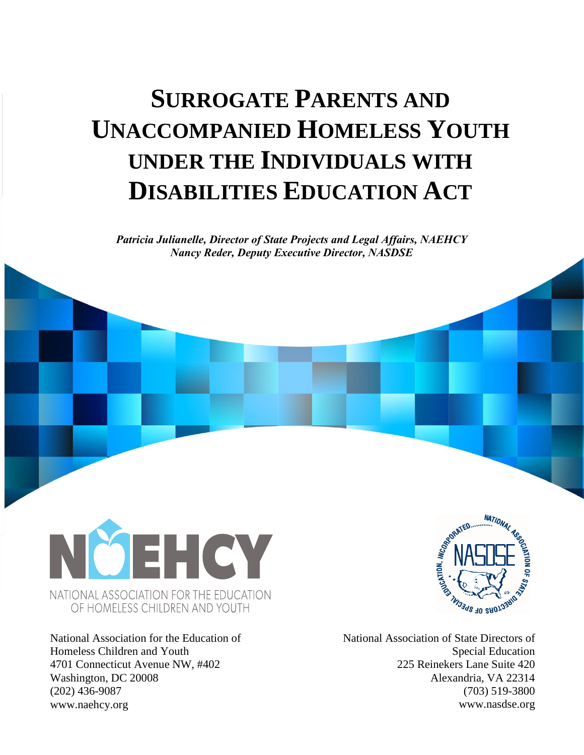# Surrogate Parents and Unaccompanied Homeless Youth under the Individuals with Disabilities Education Act

***Patricia Julianelle, Director of State Projects and Legal Affairs, NAEHCY***
***Nancy Reder, Deputy Executive Director, NASDSE***

NAEHCY
NATIONAL ASSOCIATION FOR THE EDUCATION OF HOMELESS CHILDREN AND YOUTH

NATIONAL ASSOCIATION OF STATE DIRECTORS OF SPECIAL EDUCATION, INCORPORATED
NASDSE

National Association for the Education of Homeless Children and Youth
4701 Connecticut Avenue NW, #402
Washington, DC 20008
(202) 436-9087
www.naehcy.org

National Association of State Directors of Special Education
225 Reinekers Lane Suite 420
Alexandria, VA 22314
(703) 519-3800
www.nasdse.org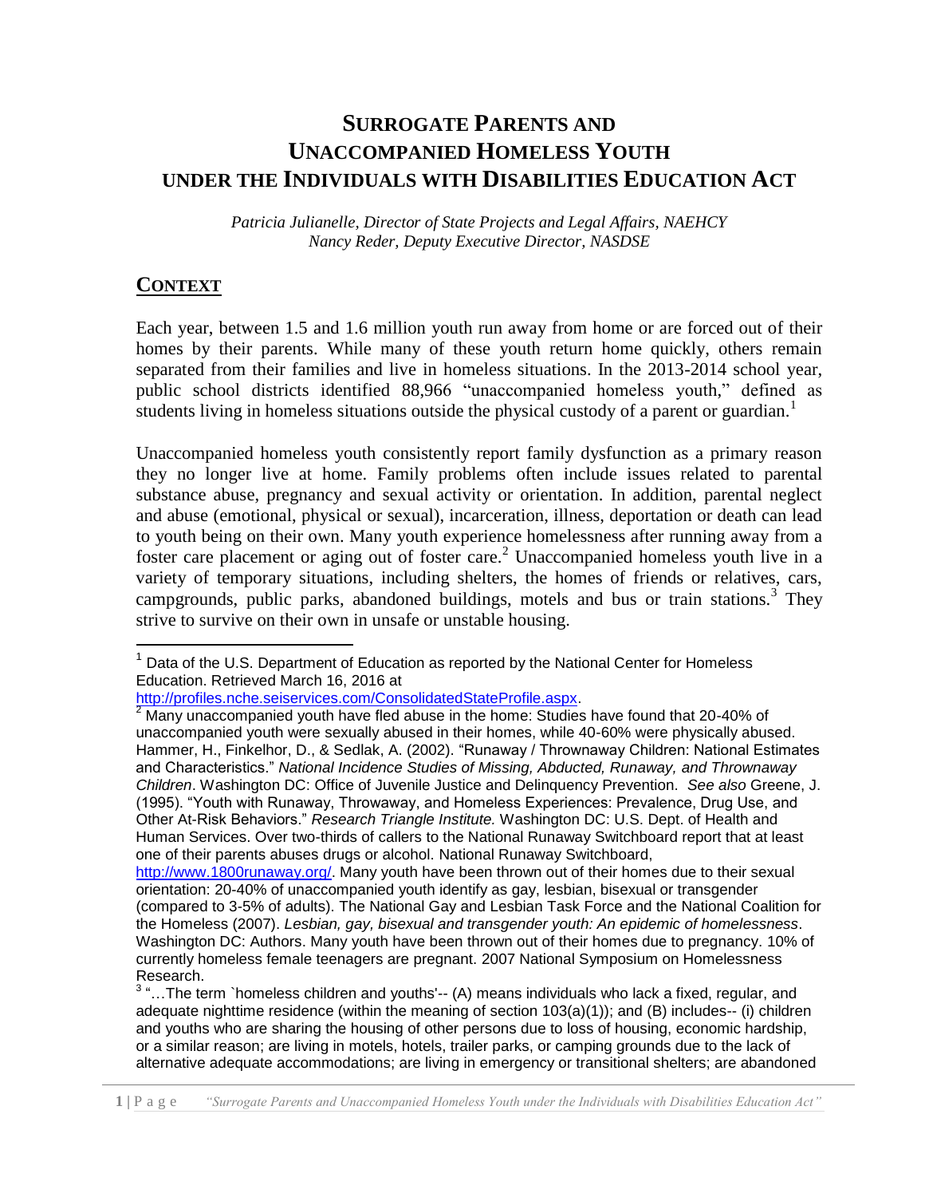# SURROGATE PARENTS AND UNACCOMPANIED HOMELESS YOUTH UNDER THE INDIVIDUALS WITH DISABILITIES EDUCATION ACT

*Patricia Julianelle, Director of State Projects and Legal Affairs, NAEHCY*
*Nancy Reder, Deputy Executive Director, NASDSE*

## CONTEXT

Each year, between 1.5 and 1.6 million youth run away from home or are forced out of their homes by their parents. While many of these youth return home quickly, others remain separated from their families and live in homeless situations. In the 2013-2014 school year, public school districts identified 88,966 "unaccompanied homeless youth," defined as students living in homeless situations outside the physical custody of a parent or guardian.[1]

Unaccompanied homeless youth consistently report family dysfunction as a primary reason they no longer live at home. Family problems often include issues related to parental substance abuse, pregnancy and sexual activity or orientation. In addition, parental neglect and abuse (emotional, physical or sexual), incarceration, illness, deportation or death can lead to youth being on their own. Many youth experience homelessness after running away from a foster care placement or aging out of foster care.[2] Unaccompanied homeless youth live in a variety of temporary situations, including shelters, the homes of friends or relatives, cars, campgrounds, public parks, abandoned buildings, motels and bus or train stations.[3] They strive to survive on their own in unsafe or unstable housing.

---

[1] Data of the U.S. Department of Education as reported by the National Center for Homeless Education. Retrieved March 16, 2016 at http://profiles.nche.seiservices.com/ConsolidatedStateProfile.aspx.

[2] Many unaccompanied youth have fled abuse in the home: Studies have found that 20-40% of unaccompanied youth were sexually abused in their homes, while 40-60% were physically abused. Hammer, H., Finkelhor, D., & Sedlak, A. (2002). "Runaway / Thrownaway Children: National Estimates and Characteristics." *National Incidence Studies of Missing, Abducted, Runaway, and Thrownaway Children*. Washington DC: Office of Juvenile Justice and Delinquency Prevention. *See also* Greene, J. (1995). "Youth with Runaway, Throwaway, and Homeless Experiences: Prevalence, Drug Use, and Other At-Risk Behaviors." *Research Triangle Institute.* Washington DC: U.S. Dept. of Health and Human Services. Over two-thirds of callers to the National Runaway Switchboard report that at least one of their parents abuses drugs or alcohol. National Runaway Switchboard, http://www.1800runaway.org/. Many youth have been thrown out of their homes due to their sexual orientation: 20-40% of unaccompanied youth identify as gay, lesbian, bisexual or transgender (compared to 3-5% of adults). The National Gay and Lesbian Task Force and the National Coalition for the Homeless (2007). *Lesbian, gay, bisexual and transgender youth: An epidemic of homelessness*. Washington DC: Authors. Many youth have been thrown out of their homes due to pregnancy. 10% of currently homeless female teenagers are pregnant. 2007 National Symposium on Homelessness Research.

[3] "…The term `homeless children and youths'-- (A) means individuals who lack a fixed, regular, and adequate nighttime residence (within the meaning of section 103(a)(1)); and (B) includes-- (i) children and youths who are sharing the housing of other persons due to loss of housing, economic hardship, or a similar reason; are living in motels, hotels, trailer parks, or camping grounds due to the lack of alternative adequate accommodations; are living in emergency or transitional shelters; are abandoned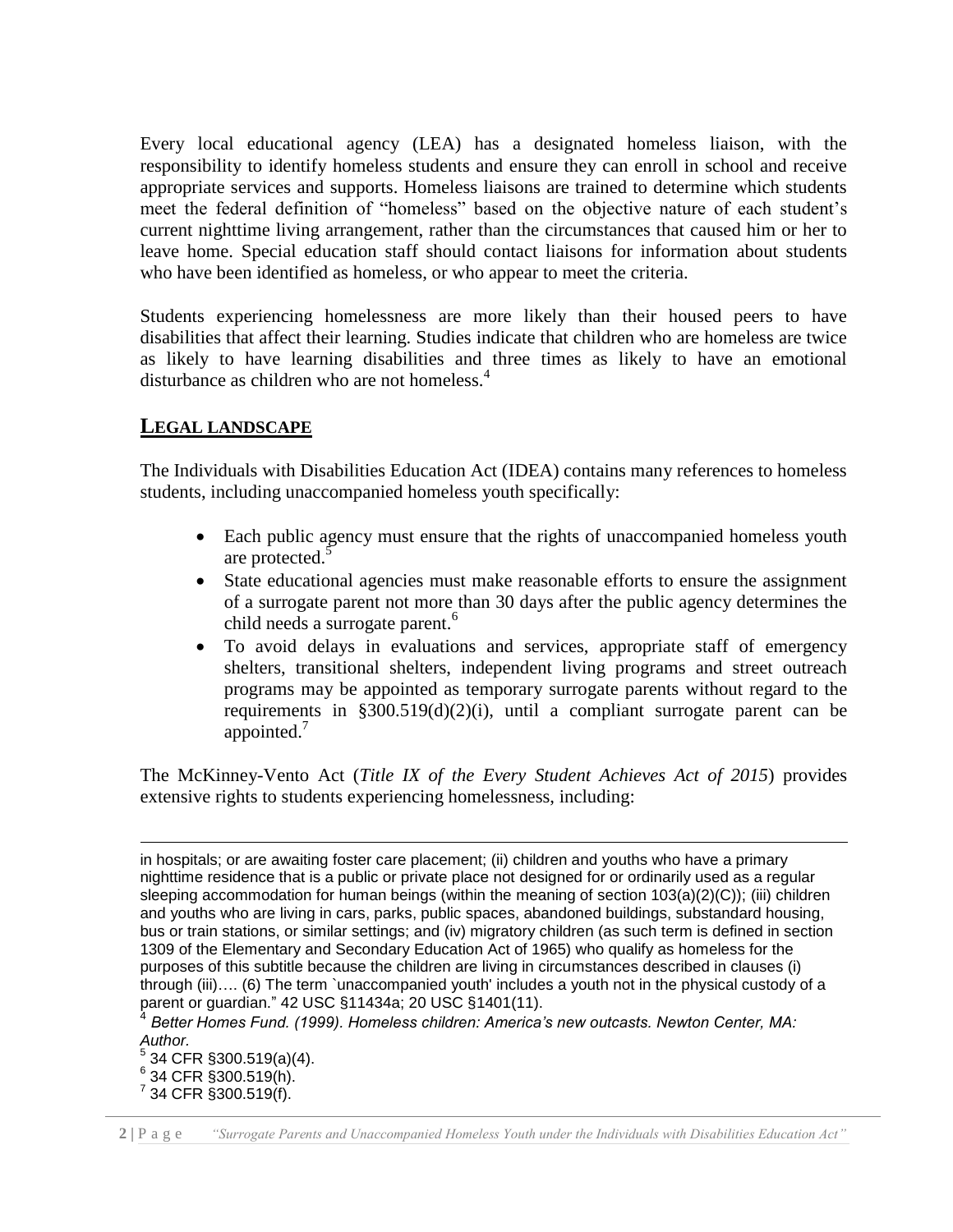Every local educational agency (LEA) has a designated homeless liaison, with the responsibility to identify homeless students and ensure they can enroll in school and receive appropriate services and supports. Homeless liaisons are trained to determine which students meet the federal definition of "homeless" based on the objective nature of each student's current nighttime living arrangement, rather than the circumstances that caused him or her to leave home. Special education staff should contact liaisons for information about students who have been identified as homeless, or who appear to meet the criteria.

Students experiencing homelessness are more likely than their housed peers to have disabilities that affect their learning. Studies indicate that children who are homeless are twice as likely to have learning disabilities and three times as likely to have an emotional disturbance as children who are not homeless.[4]

## LEGAL LANDSCAPE

The Individuals with Disabilities Education Act (IDEA) contains many references to homeless students, including unaccompanied homeless youth specifically:

- Each public agency must ensure that the rights of unaccompanied homeless youth are protected.[5]
- State educational agencies must make reasonable efforts to ensure the assignment of a surrogate parent not more than 30 days after the public agency determines the child needs a surrogate parent.[6]
- To avoid delays in evaluations and services, appropriate staff of emergency shelters, transitional shelters, independent living programs and street outreach programs may be appointed as temporary surrogate parents without regard to the requirements in §300.519(d)(2)(i), until a compliant surrogate parent can be appointed.[7]

The McKinney-Vento Act (*Title IX of the Every Student Achieves Act of 2015*) provides extensive rights to students experiencing homelessness, including:

---

in hospitals; or are awaiting foster care placement; (ii) children and youths who have a primary nighttime residence that is a public or private place not designed for or ordinarily used as a regular sleeping accommodation for human beings (within the meaning of section 103(a)(2)(C)); (iii) children and youths who are living in cars, parks, public spaces, abandoned buildings, substandard housing, bus or train stations, or similar settings; and (iv) migratory children (as such term is defined in section 1309 of the Elementary and Secondary Education Act of 1965) who qualify as homeless for the purposes of this subtitle because the children are living in circumstances described in clauses (i) through (iii)…. (6) The term `unaccompanied youth' includes a youth not in the physical custody of a parent or guardian." 42 USC §11434a; 20 USC §1401(11).

[4] *Better Homes Fund. (1999). Homeless children: America's new outcasts. Newton Center, MA: Author.*

[5] 34 CFR §300.519(a)(4).

[6] 34 CFR §300.519(h).

[7] 34 CFR §300.519(f).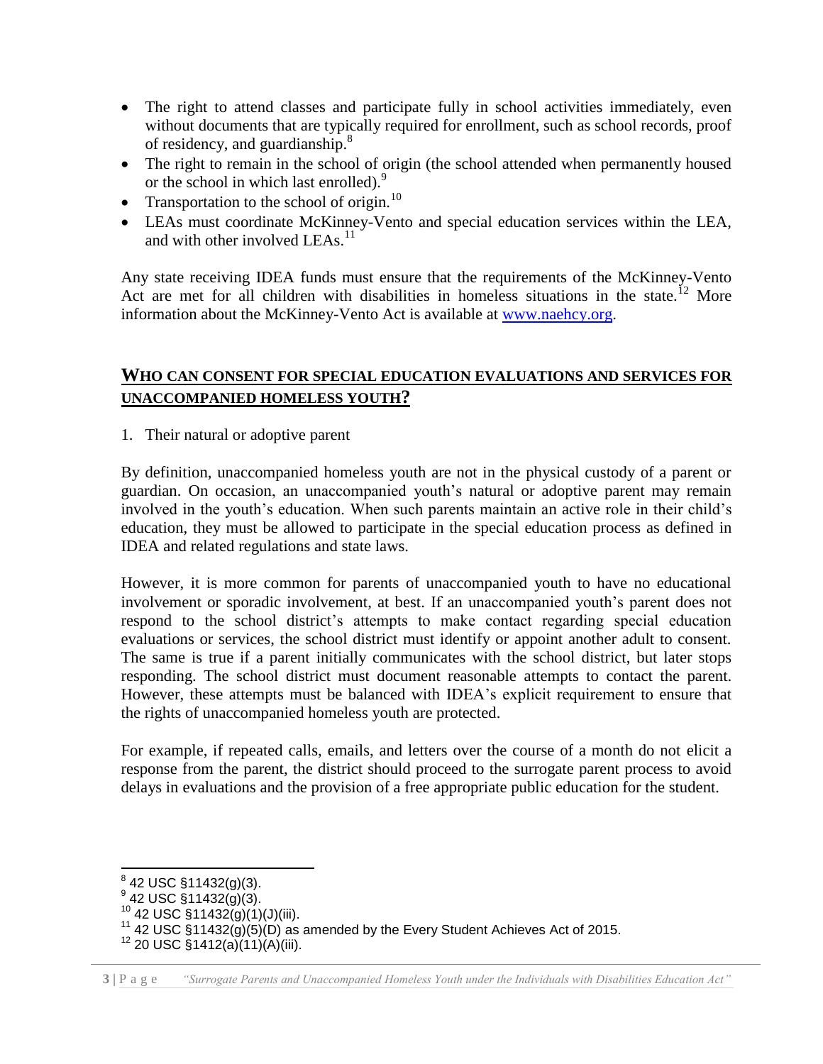- The right to attend classes and participate fully in school activities immediately, even without documents that are typically required for enrollment, such as school records, proof of residency, and guardianship.[8]
- The right to remain in the school of origin (the school attended when permanently housed or the school in which last enrolled).[9]
- Transportation to the school of origin.[10]
- LEAs must coordinate McKinney-Vento and special education services within the LEA, and with other involved LEAs.[11]

Any state receiving IDEA funds must ensure that the requirements of the McKinney-Vento Act are met for all children with disabilities in homeless situations in the state.[12] More information about the McKinney-Vento Act is available at [www.naehcy.org](http://www.naehcy.org).

## WHO CAN CONSENT FOR SPECIAL EDUCATION EVALUATIONS AND SERVICES FOR UNACCOMPANIED HOMELESS YOUTH?

1. Their natural or adoptive parent

By definition, unaccompanied homeless youth are not in the physical custody of a parent or guardian. On occasion, an unaccompanied youth's natural or adoptive parent may remain involved in the youth's education. When such parents maintain an active role in their child's education, they must be allowed to participate in the special education process as defined in IDEA and related regulations and state laws.

However, it is more common for parents of unaccompanied youth to have no educational involvement or sporadic involvement, at best. If an unaccompanied youth's parent does not respond to the school district's attempts to make contact regarding special education evaluations or services, the school district must identify or appoint another adult to consent. The same is true if a parent initially communicates with the school district, but later stops responding. The school district must document reasonable attempts to contact the parent. However, these attempts must be balanced with IDEA's explicit requirement to ensure that the rights of unaccompanied homeless youth are protected.

For example, if repeated calls, emails, and letters over the course of a month do not elicit a response from the parent, the district should proceed to the surrogate parent process to avoid delays in evaluations and the provision of a free appropriate public education for the student.

---

[8] 42 USC §11432(g)(3).
[9] 42 USC §11432(g)(3).
[10] 42 USC §11432(g)(1)(J)(iii).
[11] 42 USC §11432(g)(5)(D) as amended by the Every Student Achieves Act of 2015.
[12] 20 USC §1412(a)(11)(A)(iii).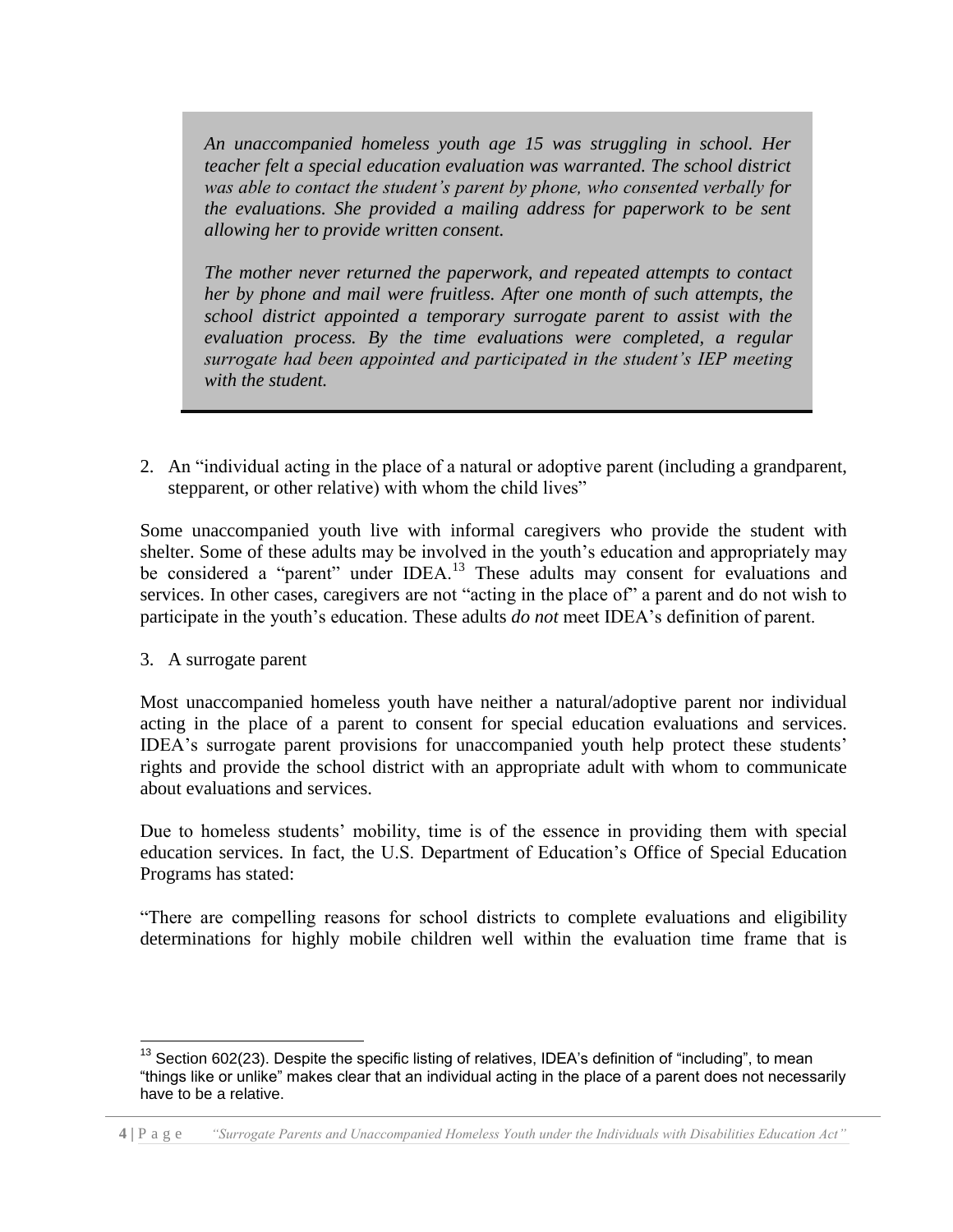> *An unaccompanied homeless youth age 15 was struggling in school. Her teacher felt a special education evaluation was warranted. The school district was able to contact the student's parent by phone, who consented verbally for the evaluations. She provided a mailing address for paperwork to be sent allowing her to provide written consent.*
>
> *The mother never returned the paperwork, and repeated attempts to contact her by phone and mail were fruitless. After one month of such attempts, the school district appointed a temporary surrogate parent to assist with the evaluation process. By the time evaluations were completed, a regular surrogate had been appointed and participated in the student's IEP meeting with the student.*

2. An "individual acting in the place of a natural or adoptive parent (including a grandparent, stepparent, or other relative) with whom the child lives"

Some unaccompanied youth live with informal caregivers who provide the student with shelter. Some of these adults may be involved in the youth's education and appropriately may be considered a "parent" under IDEA.[13] These adults may consent for evaluations and services. In other cases, caregivers are not "acting in the place of" a parent and do not wish to participate in the youth's education. These adults *do not* meet IDEA's definition of parent.

3. A surrogate parent

Most unaccompanied homeless youth have neither a natural/adoptive parent nor individual acting in the place of a parent to consent for special education evaluations and services. IDEA's surrogate parent provisions for unaccompanied youth help protect these students' rights and provide the school district with an appropriate adult with whom to communicate about evaluations and services.

Due to homeless students' mobility, time is of the essence in providing them with special education services. In fact, the U.S. Department of Education's Office of Special Education Programs has stated:

"There are compelling reasons for school districts to complete evaluations and eligibility determinations for highly mobile children well within the evaluation time frame that is

---

[13] Section 602(23). Despite the specific listing of relatives, IDEA's definition of "including", to mean "things like or unlike" makes clear that an individual acting in the place of a parent does not necessarily have to be a relative.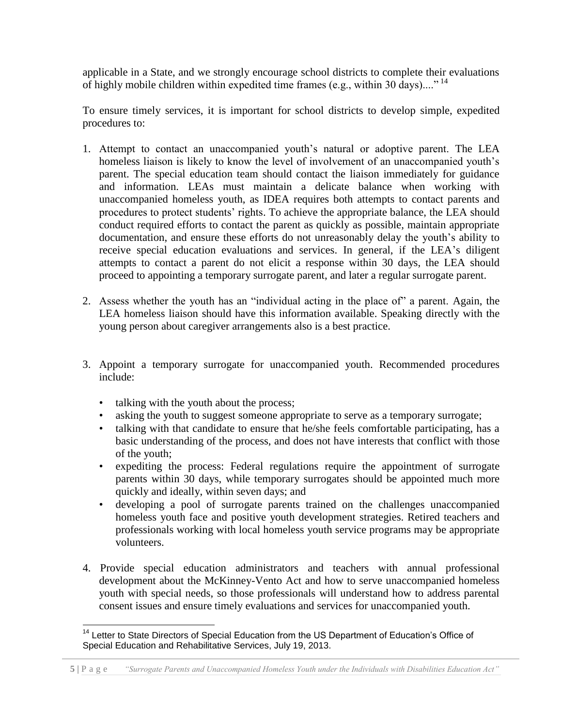applicable in a State, and we strongly encourage school districts to complete their evaluations of highly mobile children within expedited time frames (e.g., within 30 days)...."[14]

To ensure timely services, it is important for school districts to develop simple, expedited procedures to:

1. Attempt to contact an unaccompanied youth's natural or adoptive parent. The LEA homeless liaison is likely to know the level of involvement of an unaccompanied youth's parent. The special education team should contact the liaison immediately for guidance and information. LEAs must maintain a delicate balance when working with unaccompanied homeless youth, as IDEA requires both attempts to contact parents and procedures to protect students' rights. To achieve the appropriate balance, the LEA should conduct required efforts to contact the parent as quickly as possible, maintain appropriate documentation, and ensure these efforts do not unreasonably delay the youth's ability to receive special education evaluations and services. In general, if the LEA's diligent attempts to contact a parent do not elicit a response within 30 days, the LEA should proceed to appointing a temporary surrogate parent, and later a regular surrogate parent.

2. Assess whether the youth has an "individual acting in the place of" a parent. Again, the LEA homeless liaison should have this information available. Speaking directly with the young person about caregiver arrangements also is a best practice.

3. Appoint a temporary surrogate for unaccompanied youth. Recommended procedures include:
   - talking with the youth about the process;
   - asking the youth to suggest someone appropriate to serve as a temporary surrogate;
   - talking with that candidate to ensure that he/she feels comfortable participating, has a basic understanding of the process, and does not have interests that conflict with those of the youth;
   - expediting the process: Federal regulations require the appointment of surrogate parents within 30 days, while temporary surrogates should be appointed much more quickly and ideally, within seven days; and
   - developing a pool of surrogate parents trained on the challenges unaccompanied homeless youth face and positive youth development strategies. Retired teachers and professionals working with local homeless youth service programs may be appropriate volunteers.

4. Provide special education administrators and teachers with annual professional development about the McKinney-Vento Act and how to serve unaccompanied homeless youth with special needs, so those professionals will understand how to address parental consent issues and ensure timely evaluations and services for unaccompanied youth.

[14] Letter to State Directors of Special Education from the US Department of Education's Office of Special Education and Rehabilitative Services, July 19, 2013.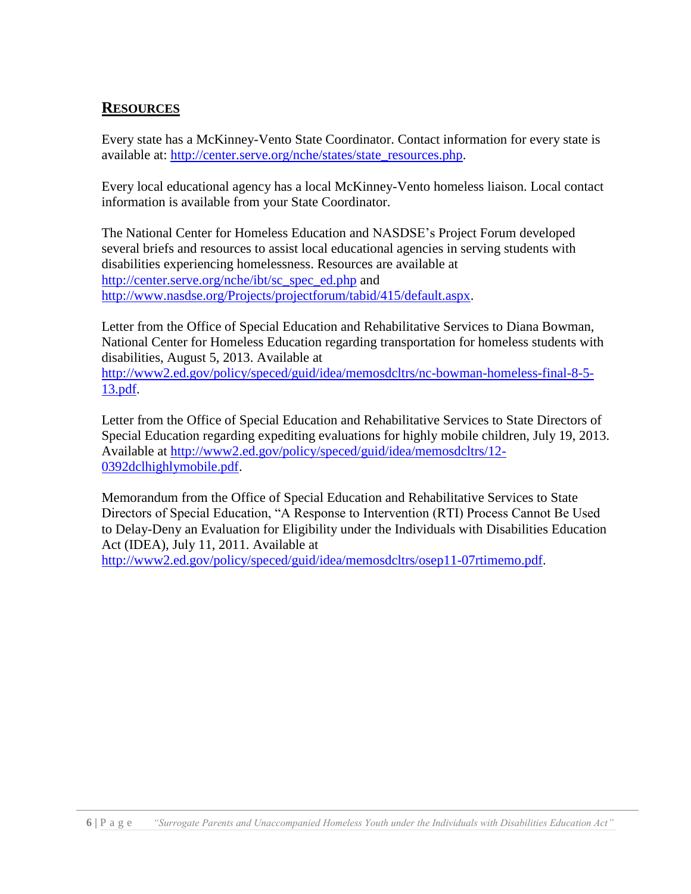## RESOURCES

Every state has a McKinney-Vento State Coordinator. Contact information for every state is available at: http://center.serve.org/nche/states/state_resources.php.

Every local educational agency has a local McKinney-Vento homeless liaison. Local contact information is available from your State Coordinator.

The National Center for Homeless Education and NASDSE's Project Forum developed several briefs and resources to assist local educational agencies in serving students with disabilities experiencing homelessness. Resources are available at http://center.serve.org/nche/ibt/sc_spec_ed.php and http://www.nasdse.org/Projects/projectforum/tabid/415/default.aspx.

Letter from the Office of Special Education and Rehabilitative Services to Diana Bowman, National Center for Homeless Education regarding transportation for homeless students with disabilities, August 5, 2013. Available at http://www2.ed.gov/policy/speced/guid/idea/memosdcltrs/nc-bowman-homeless-final-8-5-13.pdf.

Letter from the Office of Special Education and Rehabilitative Services to State Directors of Special Education regarding expediting evaluations for highly mobile children, July 19, 2013. Available at http://www2.ed.gov/policy/speced/guid/idea/memosdcltrs/12-0392dclhighlymobile.pdf.

Memorandum from the Office of Special Education and Rehabilitative Services to State Directors of Special Education, "A Response to Intervention (RTI) Process Cannot Be Used to Delay-Deny an Evaluation for Eligibility under the Individuals with Disabilities Education Act (IDEA), July 11, 2011. Available at http://www2.ed.gov/policy/speced/guid/idea/memosdcltrs/osep11-07rtimemo.pdf.